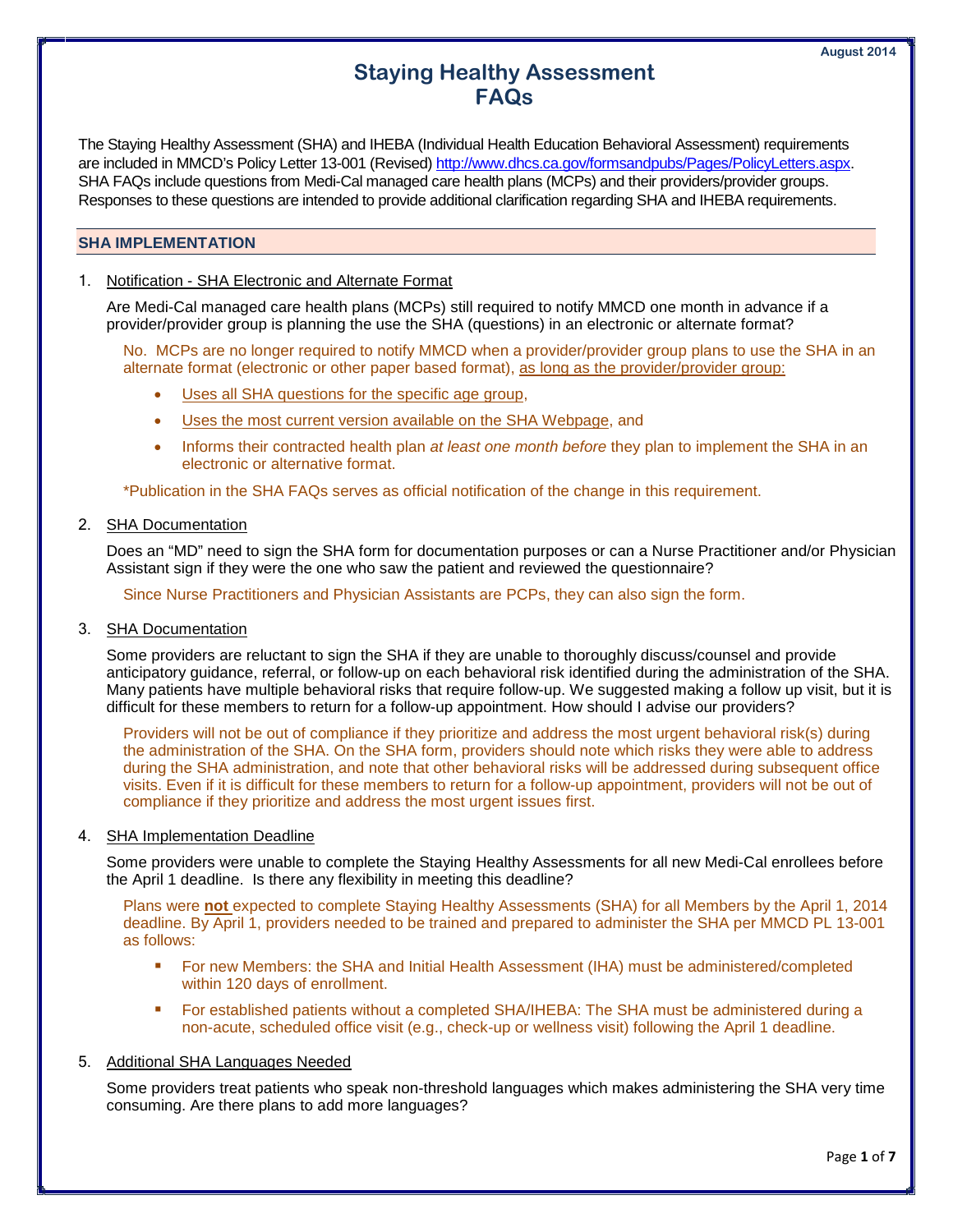August 2014

# Staying Healthy Assessment FAQs

The Staying Healthy Assessment (SHA) and IHEBA (Individual Health Education Behavioral Assessment) requirements are included in MMCD's Policy Letter 13-001 (Revised) http://www.dhcs.ca.gov/formsandpubs/Pages/PolicyLetters.aspx. SHA FAQs include questions from Medi-Cal managed care health plans (MCPs) and their providers/provider groups. Responses to these questions are intended to provide additional clarification regarding SHA and IHEBA requirements.

## SHA IMPLEMENTATION

1. Notification - SHA Electronic and Alternate Format

   Are Medi-Cal managed care health plans (MCPs) still required to notify MMCD one month in advance if a provider/provider group is planning the use the SHA (questions) in an electronic or alternate format?

   No. MCPs are no longer required to notify MMCD when a provider/provider group plans to use the SHA in an alternate format (electronic or other paper based format), as long as the provider/provider group:

   - Uses all SHA questions for the specific age group,
   - Uses the most current version available on the SHA Webpage, and
   - Informs their contracted health plan *at least one month before* they plan to implement the SHA in an electronic or alternative format.

   *Publication in the SHA FAQs serves as official notification of the change in this requirement.

2. SHA Documentation

   Does an "MD" need to sign the SHA form for documentation purposes or can a Nurse Practitioner and/or Physician Assistant sign if they were the one who saw the patient and reviewed the questionnaire?

   Since Nurse Practitioners and Physician Assistants are PCPs, they can also sign the form.

3. SHA Documentation

   Some providers are reluctant to sign the SHA if they are unable to thoroughly discuss/counsel and provide anticipatory guidance, referral, or follow-up on each behavioral risk identified during the administration of the SHA. Many patients have multiple behavioral risks that require follow-up. We suggested making a follow up visit, but it is difficult for these members to return for a follow-up appointment. How should I advise our providers?

   Providers will not be out of compliance if they prioritize and address the most urgent behavioral risk(s) during the administration of the SHA. On the SHA form, providers should note which risks they were able to address during the SHA administration, and note that other behavioral risks will be addressed during subsequent office visits. Even if it is difficult for these members to return for a follow-up appointment, providers will not be out of compliance if they prioritize and address the most urgent issues first.

4. SHA Implementation Deadline

   Some providers were unable to complete the Staying Healthy Assessments for all new Medi-Cal enrollees before the April 1 deadline. Is there any flexibility in meeting this deadline?

   Plans were **not** expected to complete Staying Healthy Assessments (SHA) for all Members by the April 1, 2014 deadline. By April 1, providers needed to be trained and prepared to administer the SHA per MMCD PL 13-001 as follows:

   - For new Members: the SHA and Initial Health Assessment (IHA) must be administered/completed within 120 days of enrollment.
   - For established patients without a completed SHA/IHEBA: The SHA must be administered during a non-acute, scheduled office visit (e.g., check-up or wellness visit) following the April 1 deadline.

5. Additional SHA Languages Needed

   Some providers treat patients who speak non-threshold languages which makes administering the SHA very time consuming. Are there plans to add more languages?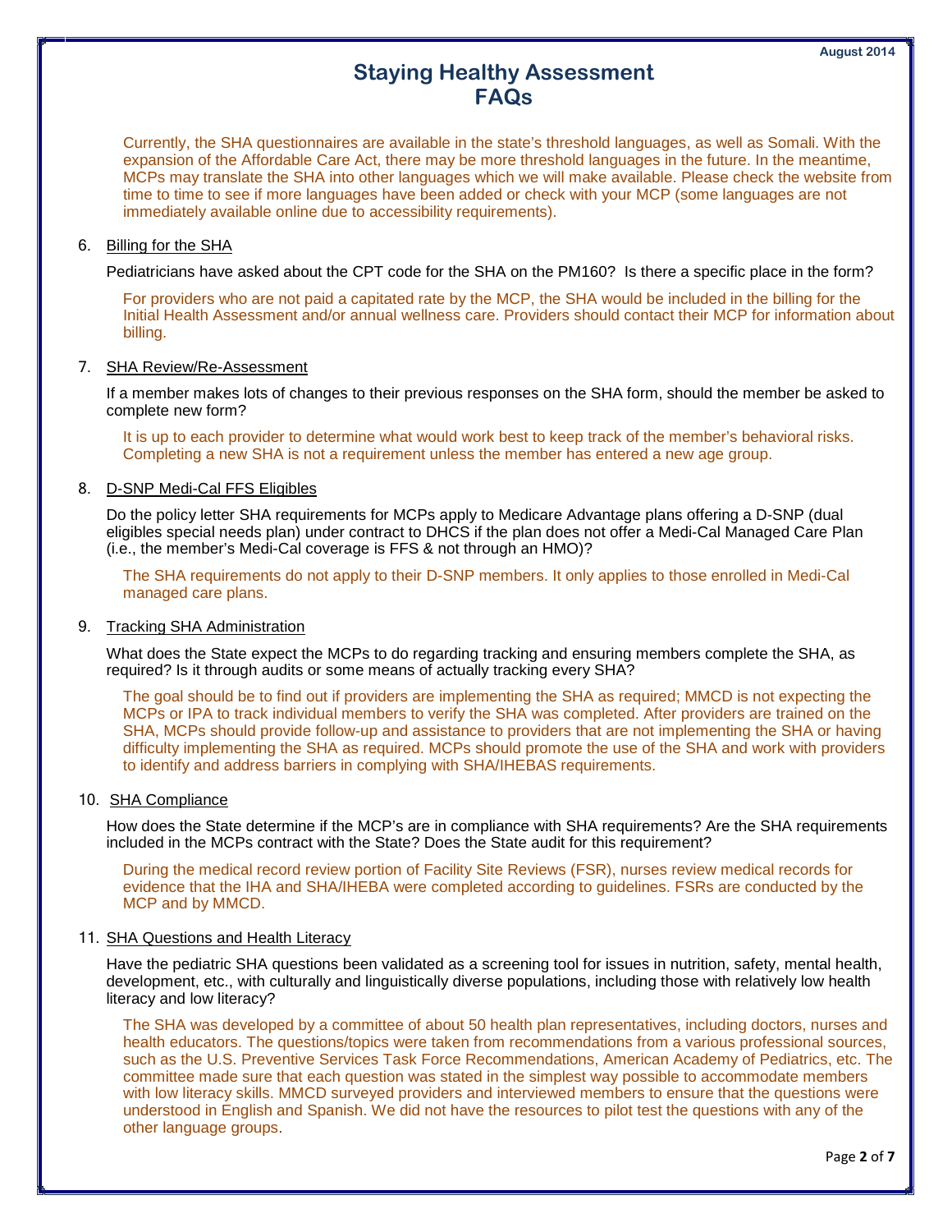Currently, the SHA questionnaires are available in the state's threshold languages, as well as Somali. With the expansion of the Affordable Care Act, there may be more threshold languages in the future. In the meantime, MCPs may translate the SHA into other languages which we will make available. Please check the website from time to time to see if more languages have been added or check with your MCP (some languages are not immediately available online due to accessibility requirements).

6. Billing for the SHA

   Pediatricians have asked about the CPT code for the SHA on the PM160? Is there a specific place in the form?

   For providers who are not paid a capitated rate by the MCP, the SHA would be included in the billing for the Initial Health Assessment and/or annual wellness care. Providers should contact their MCP for information about billing.

7. SHA Review/Re-Assessment

   If a member makes lots of changes to their previous responses on the SHA form, should the member be asked to complete new form?

   It is up to each provider to determine what would work best to keep track of the member's behavioral risks. Completing a new SHA is not a requirement unless the member has entered a new age group.

8. D-SNP Medi-Cal FFS Eligibles

   Do the policy letter SHA requirements for MCPs apply to Medicare Advantage plans offering a D-SNP (dual eligibles special needs plan) under contract to DHCS if the plan does not offer a Medi-Cal Managed Care Plan (i.e., the member's Medi-Cal coverage is FFS & not through an HMO)?

   The SHA requirements do not apply to their D-SNP members. It only applies to those enrolled in Medi-Cal managed care plans.

9. Tracking SHA Administration

   What does the State expect the MCPs to do regarding tracking and ensuring members complete the SHA, as required? Is it through audits or some means of actually tracking every SHA?

   The goal should be to find out if providers are implementing the SHA as required; MMCD is not expecting the MCPs or IPA to track individual members to verify the SHA was completed. After providers are trained on the SHA, MCPs should provide follow-up and assistance to providers that are not implementing the SHA or having difficulty implementing the SHA as required. MCPs should promote the use of the SHA and work with providers to identify and address barriers in complying with SHA/IHEBAS requirements.

10. SHA Compliance

    How does the State determine if the MCP's are in compliance with SHA requirements? Are the SHA requirements included in the MCPs contract with the State? Does the State audit for this requirement?

    During the medical record review portion of Facility Site Reviews (FSR), nurses review medical records for evidence that the IHA and SHA/IHEBA were completed according to guidelines. FSRs are conducted by the MCP and by MMCD.

11. SHA Questions and Health Literacy

    Have the pediatric SHA questions been validated as a screening tool for issues in nutrition, safety, mental health, development, etc., with culturally and linguistically diverse populations, including those with relatively low health literacy and low literacy?

    The SHA was developed by a committee of about 50 health plan representatives, including doctors, nurses and health educators. The questions/topics were taken from recommendations from a various professional sources, such as the U.S. Preventive Services Task Force Recommendations, American Academy of Pediatrics, etc. The committee made sure that each question was stated in the simplest way possible to accommodate members with low literacy skills. MMCD surveyed providers and interviewed members to ensure that the questions were understood in English and Spanish. We did not have the resources to pilot test the questions with any of the other language groups.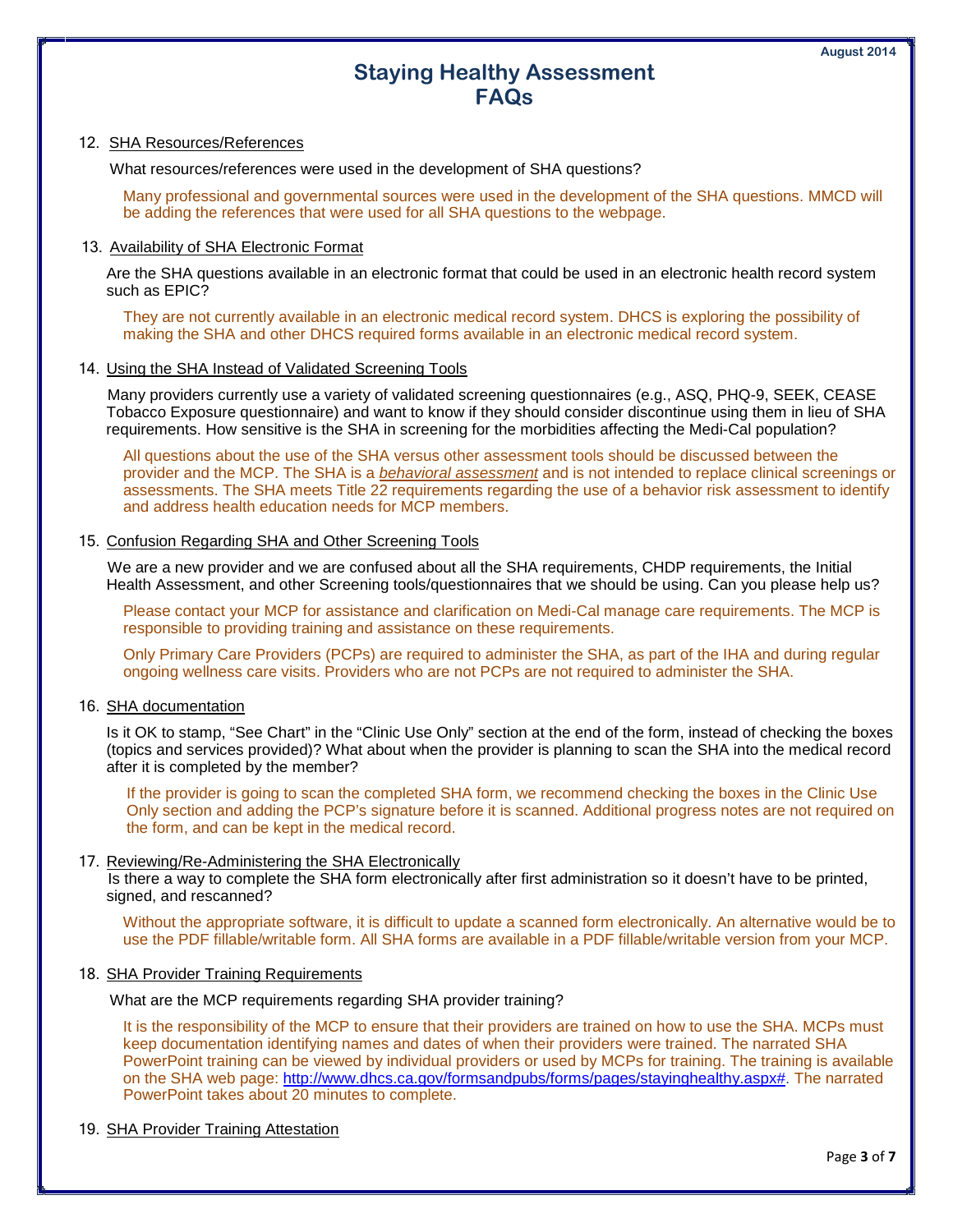12. SHA Resources/References

What resources/references were used in the development of SHA questions?

Many professional and governmental sources were used in the development of the SHA questions. MMCD will be adding the references that were used for all SHA questions to the webpage.

13. Availability of SHA Electronic Format

Are the SHA questions available in an electronic format that could be used in an electronic health record system such as EPIC?

They are not currently available in an electronic medical record system. DHCS is exploring the possibility of making the SHA and other DHCS required forms available in an electronic medical record system.

14. Using the SHA Instead of Validated Screening Tools

Many providers currently use a variety of validated screening questionnaires (e.g., ASQ, PHQ-9, SEEK, CEASE Tobacco Exposure questionnaire) and want to know if they should consider discontinue using them in lieu of SHA requirements. How sensitive is the SHA in screening for the morbidities affecting the Medi-Cal population?

All questions about the use of the SHA versus other assessment tools should be discussed between the provider and the MCP. The SHA is a ***behavioral assessment*** and is not intended to replace clinical screenings or assessments. The SHA meets Title 22 requirements regarding the use of a behavior risk assessment to identify and address health education needs for MCP members.

15. Confusion Regarding SHA and Other Screening Tools

We are a new provider and we are confused about all the SHA requirements, CHDP requirements, the Initial Health Assessment, and other Screening tools/questionnaires that we should be using. Can you please help us?

Please contact your MCP for assistance and clarification on Medi-Cal manage care requirements. The MCP is responsible to providing training and assistance on these requirements.

Only Primary Care Providers (PCPs) are required to administer the SHA, as part of the IHA and during regular ongoing wellness care visits. Providers who are not PCPs are not required to administer the SHA.

16. SHA documentation

Is it OK to stamp, "See Chart" in the "Clinic Use Only" section at the end of the form, instead of checking the boxes (topics and services provided)? What about when the provider is planning to scan the SHA into the medical record after it is completed by the member?

If the provider is going to scan the completed SHA form, we recommend checking the boxes in the Clinic Use Only section and adding the PCP's signature before it is scanned. Additional progress notes are not required on the form, and can be kept in the medical record.

17. Reviewing/Re-Administering the SHA Electronically

Is there a way to complete the SHA form electronically after first administration so it doesn't have to be printed, signed, and rescanned?

Without the appropriate software, it is difficult to update a scanned form electronically. An alternative would be to use the PDF fillable/writable form. All SHA forms are available in a PDF fillable/writable version from your MCP.

18. SHA Provider Training Requirements

What are the MCP requirements regarding SHA provider training?

It is the responsibility of the MCP to ensure that their providers are trained on how to use the SHA. MCPs must keep documentation identifying names and dates of when their providers were trained. The narrated SHA PowerPoint training can be viewed by individual providers or used by MCPs for training. The training is available on the SHA web page: [http://www.dhcs.ca.gov/formsandpubs/forms/pages/stayinghealthy.aspx#](http://www.dhcs.ca.gov/formsandpubs/forms/pages/stayinghealthy.aspx#). The narrated PowerPoint takes about 20 minutes to complete.

19. SHA Provider Training Attestation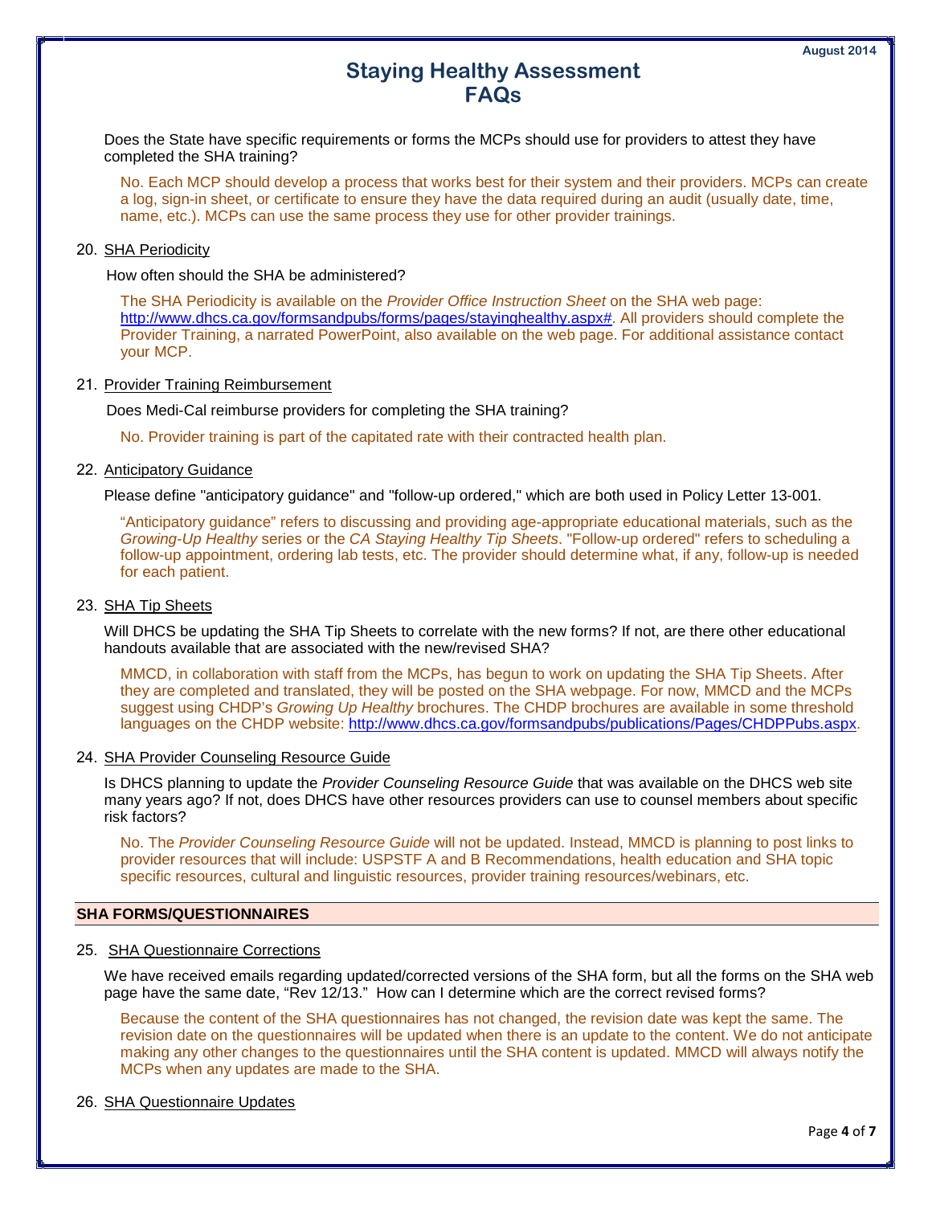Does the State have specific requirements or forms the MCPs should use for providers to attest they have completed the SHA training?

No. Each MCP should develop a process that works best for their system and their providers. MCPs can create a log, sign-in sheet, or certificate to ensure they have the data required during an audit (usually date, time, name, etc.). MCPs can use the same process they use for other provider trainings.

20. SHA Periodicity

How often should the SHA be administered?

The SHA Periodicity is available on the *Provider Office Instruction Sheet* on the SHA web page: http://www.dhcs.ca.gov/formsandpubs/forms/pages/stayinghealthy.aspx#. All providers should complete the Provider Training, a narrated PowerPoint, also available on the web page. For additional assistance contact your MCP.

21. Provider Training Reimbursement

Does Medi-Cal reimburse providers for completing the SHA training?

No. Provider training is part of the capitated rate with their contracted health plan.

22. Anticipatory Guidance

Please define "anticipatory guidance" and "follow-up ordered," which are both used in Policy Letter 13-001.

"Anticipatory guidance" refers to discussing and providing age-appropriate educational materials, such as the *Growing-Up Healthy* series or the *CA Staying Healthy Tip Sheets*. "Follow-up ordered" refers to scheduling a follow-up appointment, ordering lab tests, etc. The provider should determine what, if any, follow-up is needed for each patient.

23. SHA Tip Sheets

Will DHCS be updating the SHA Tip Sheets to correlate with the new forms? If not, are there other educational handouts available that are associated with the new/revised SHA?

MMCD, in collaboration with staff from the MCPs, has begun to work on updating the SHA Tip Sheets. After they are completed and translated, they will be posted on the SHA webpage. For now, MMCD and the MCPs suggest using CHDP's *Growing Up Healthy* brochures. The CHDP brochures are available in some threshold languages on the CHDP website: http://www.dhcs.ca.gov/formsandpubs/publications/Pages/CHDPPubs.aspx.

24. SHA Provider Counseling Resource Guide

Is DHCS planning to update the *Provider Counseling Resource Guide* that was available on the DHCS web site many years ago? If not, does DHCS have other resources providers can use to counsel members about specific risk factors?

No. The *Provider Counseling Resource Guide* will not be updated. Instead, MMCD is planning to post links to provider resources that will include: USPSTF A and B Recommendations, health education and SHA topic specific resources, cultural and linguistic resources, provider training resources/webinars, etc.

## SHA FORMS/QUESTIONNAIRES

25. SHA Questionnaire Corrections

We have received emails regarding updated/corrected versions of the SHA form, but all the forms on the SHA web page have the same date, "Rev 12/13." How can I determine which are the correct revised forms?

Because the content of the SHA questionnaires has not changed, the revision date was kept the same. The revision date on the questionnaires will be updated when there is an update to the content. We do not anticipate making any other changes to the questionnaires until the SHA content is updated. MMCD will always notify the MCPs when any updates are made to the SHA.

26. SHA Questionnaire Updates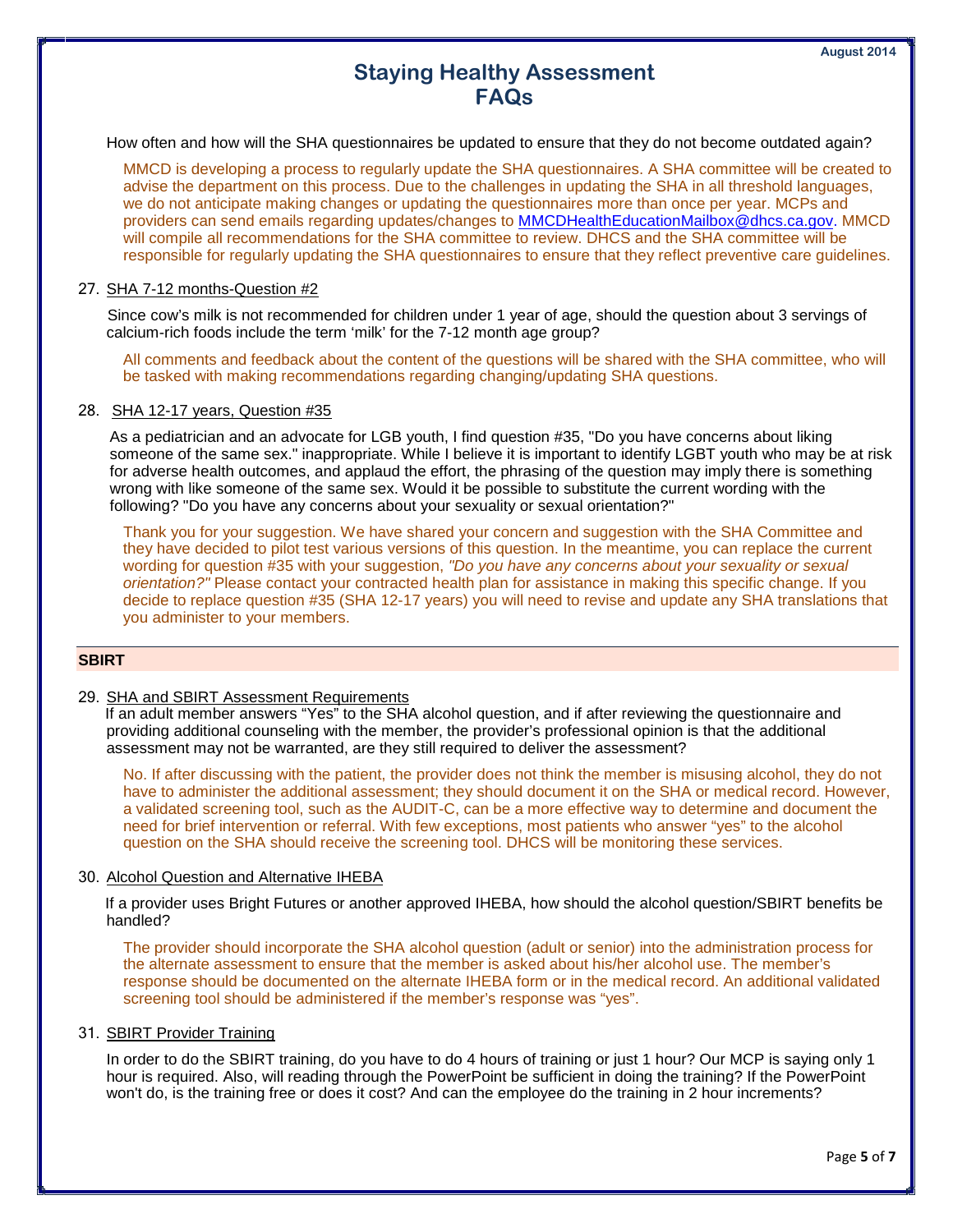How often and how will the SHA questionnaires be updated to ensure that they do not become outdated again?

MMCD is developing a process to regularly update the SHA questionnaires. A SHA committee will be created to advise the department on this process. Due to the challenges in updating the SHA in all threshold languages, we do not anticipate making changes or updating the questionnaires more than once per year. MCPs and providers can send emails regarding updates/changes to MMCDHealthEducationMailbox@dhcs.ca.gov. MMCD will compile all recommendations for the SHA committee to review. DHCS and the SHA committee will be responsible for regularly updating the SHA questionnaires to ensure that they reflect preventive care guidelines.

27. SHA 7-12 months-Question #2

Since cow's milk is not recommended for children under 1 year of age, should the question about 3 servings of calcium-rich foods include the term 'milk' for the 7-12 month age group?

All comments and feedback about the content of the questions will be shared with the SHA committee, who will be tasked with making recommendations regarding changing/updating SHA questions.

28. SHA 12-17 years, Question #35

As a pediatrician and an advocate for LGB youth, I find question #35, "Do you have concerns about liking someone of the same sex." inappropriate. While I believe it is important to identify LGBT youth who may be at risk for adverse health outcomes, and applaud the effort, the phrasing of the question may imply there is something wrong with like someone of the same sex. Would it be possible to substitute the current wording with the following? "Do you have any concerns about your sexuality or sexual orientation?"

Thank you for your suggestion. We have shared your concern and suggestion with the SHA Committee and they have decided to pilot test various versions of this question. In the meantime, you can replace the current wording for question #35 with your suggestion, *"Do you have any concerns about your sexuality or sexual orientation?"* Please contact your contracted health plan for assistance in making this specific change. If you decide to replace question #35 (SHA 12-17 years) you will need to revise and update any SHA translations that you administer to your members.

## SBIRT

29. SHA and SBIRT Assessment Requirements

If an adult member answers "Yes" to the SHA alcohol question, and if after reviewing the questionnaire and providing additional counseling with the member, the provider's professional opinion is that the additional assessment may not be warranted, are they still required to deliver the assessment?

No. If after discussing with the patient, the provider does not think the member is misusing alcohol, they do not have to administer the additional assessment; they should document it on the SHA or medical record. However, a validated screening tool, such as the AUDIT-C, can be a more effective way to determine and document the need for brief intervention or referral. With few exceptions, most patients who answer "yes" to the alcohol question on the SHA should receive the screening tool. DHCS will be monitoring these services.

30. Alcohol Question and Alternative IHEBA

If a provider uses Bright Futures or another approved IHEBA, how should the alcohol question/SBIRT benefits be handled?

The provider should incorporate the SHA alcohol question (adult or senior) into the administration process for the alternate assessment to ensure that the member is asked about his/her alcohol use. The member's response should be documented on the alternate IHEBA form or in the medical record. An additional validated screening tool should be administered if the member's response was "yes".

31. SBIRT Provider Training

In order to do the SBIRT training, do you have to do 4 hours of training or just 1 hour? Our MCP is saying only 1 hour is required. Also, will reading through the PowerPoint be sufficient in doing the training? If the PowerPoint won't do, is the training free or does it cost? And can the employee do the training in 2 hour increments?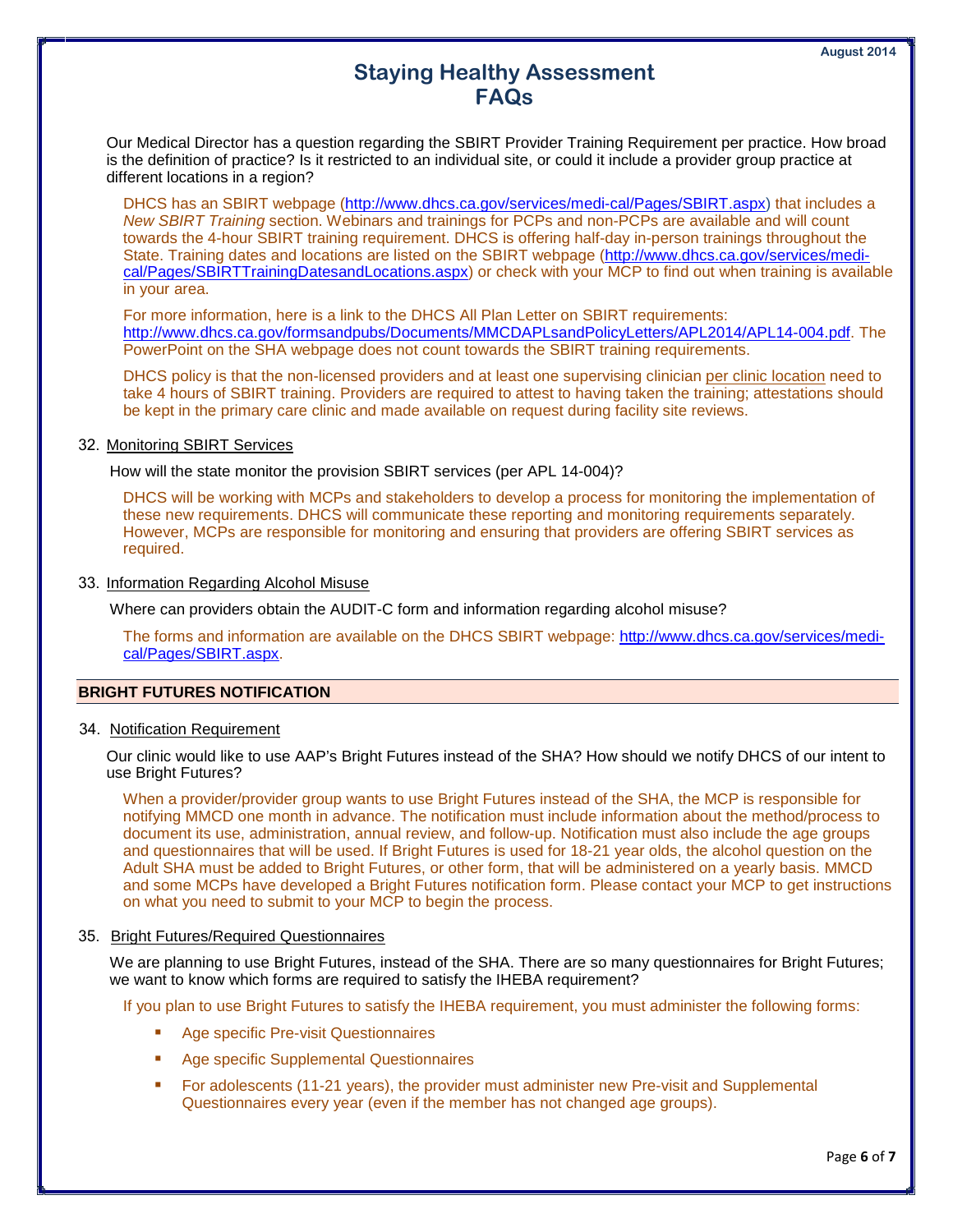Our Medical Director has a question regarding the SBIRT Provider Training Requirement per practice. How broad is the definition of practice? Is it restricted to an individual site, or could it include a provider group practice at different locations in a region?

DHCS has an SBIRT webpage (http://www.dhcs.ca.gov/services/medi-cal/Pages/SBIRT.aspx) that includes a *New SBIRT Training* section. Webinars and trainings for PCPs and non-PCPs are available and will count towards the 4-hour SBIRT training requirement. DHCS is offering half-day in-person trainings throughout the State. Training dates and locations are listed on the SBIRT webpage (http://www.dhcs.ca.gov/services/medi-cal/Pages/SBIRTTrainingDatesandLocations.aspx) or check with your MCP to find out when training is available in your area.

For more information, here is a link to the DHCS All Plan Letter on SBIRT requirements: http://www.dhcs.ca.gov/formsandpubs/Documents/MMCDAPLsandPolicyLetters/APL2014/APL14-004.pdf. The PowerPoint on the SHA webpage does not count towards the SBIRT training requirements.

DHCS policy is that the non-licensed providers and at least one supervising clinician per clinic location need to take 4 hours of SBIRT training. Providers are required to attest to having taken the training; attestations should be kept in the primary care clinic and made available on request during facility site reviews.

32. Monitoring SBIRT Services

How will the state monitor the provision SBIRT services (per APL 14-004)?

DHCS will be working with MCPs and stakeholders to develop a process for monitoring the implementation of these new requirements. DHCS will communicate these reporting and monitoring requirements separately. However, MCPs are responsible for monitoring and ensuring that providers are offering SBIRT services as required.

33. Information Regarding Alcohol Misuse

Where can providers obtain the AUDIT-C form and information regarding alcohol misuse?

The forms and information are available on the DHCS SBIRT webpage: http://www.dhcs.ca.gov/services/medi-cal/Pages/SBIRT.aspx.

## BRIGHT FUTURES NOTIFICATION

34. Notification Requirement

Our clinic would like to use AAP's Bright Futures instead of the SHA? How should we notify DHCS of our intent to use Bright Futures?

When a provider/provider group wants to use Bright Futures instead of the SHA, the MCP is responsible for notifying MMCD one month in advance. The notification must include information about the method/process to document its use, administration, annual review, and follow-up. Notification must also include the age groups and questionnaires that will be used. If Bright Futures is used for 18-21 year olds, the alcohol question on the Adult SHA must be added to Bright Futures, or other form, that will be administered on a yearly basis. MMCD and some MCPs have developed a Bright Futures notification form. Please contact your MCP to get instructions on what you need to submit to your MCP to begin the process.

35. Bright Futures/Required Questionnaires

We are planning to use Bright Futures, instead of the SHA. There are so many questionnaires for Bright Futures; we want to know which forms are required to satisfy the IHEBA requirement?

If you plan to use Bright Futures to satisfy the IHEBA requirement, you must administer the following forms:

- Age specific Pre-visit Questionnaires
- Age specific Supplemental Questionnaires
- For adolescents (11-21 years), the provider must administer new Pre-visit and Supplemental Questionnaires every year (even if the member has not changed age groups).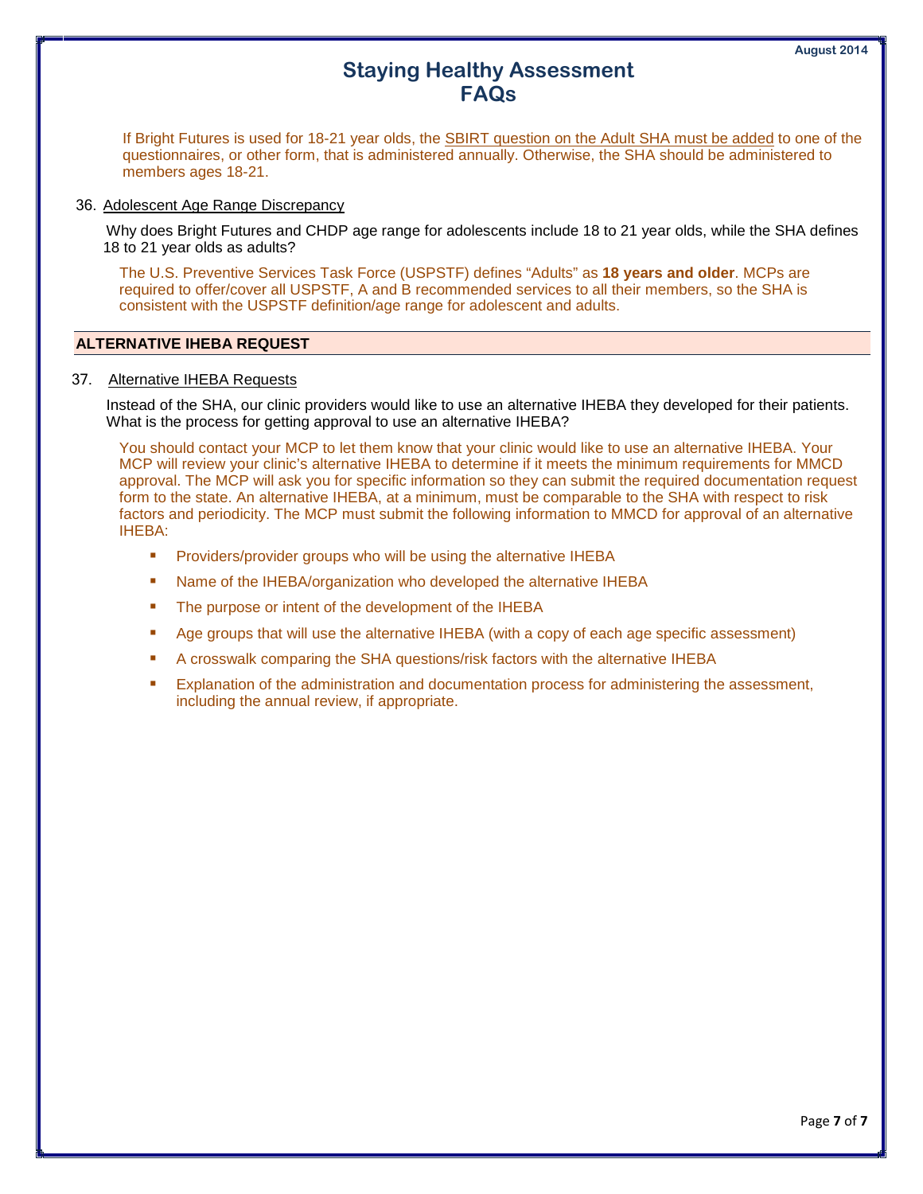If Bright Futures is used for 18-21 year olds, the SBIRT question on the Adult SHA must be added to one of the questionnaires, or other form, that is administered annually. Otherwise, the SHA should be administered to members ages 18-21.

36. Adolescent Age Range Discrepancy

Why does Bright Futures and CHDP age range for adolescents include 18 to 21 year olds, while the SHA defines 18 to 21 year olds as adults?

The U.S. Preventive Services Task Force (USPSTF) defines "Adults" as **18 years and older**. MCPs are required to offer/cover all USPSTF, A and B recommended services to all their members, so the SHA is consistent with the USPSTF definition/age range for adolescent and adults.

## ALTERNATIVE IHEBA REQUEST

37. Alternative IHEBA Requests

Instead of the SHA, our clinic providers would like to use an alternative IHEBA they developed for their patients. What is the process for getting approval to use an alternative IHEBA?

You should contact your MCP to let them know that your clinic would like to use an alternative IHEBA. Your MCP will review your clinic's alternative IHEBA to determine if it meets the minimum requirements for MMCD approval. The MCP will ask you for specific information so they can submit the required documentation request form to the state. An alternative IHEBA, at a minimum, must be comparable to the SHA with respect to risk factors and periodicity. The MCP must submit the following information to MMCD for approval of an alternative IHEBA:

- Providers/provider groups who will be using the alternative IHEBA
- Name of the IHEBA/organization who developed the alternative IHEBA
- The purpose or intent of the development of the IHEBA
- Age groups that will use the alternative IHEBA (with a copy of each age specific assessment)
- A crosswalk comparing the SHA questions/risk factors with the alternative IHEBA
- Explanation of the administration and documentation process for administering the assessment, including the annual review, if appropriate.